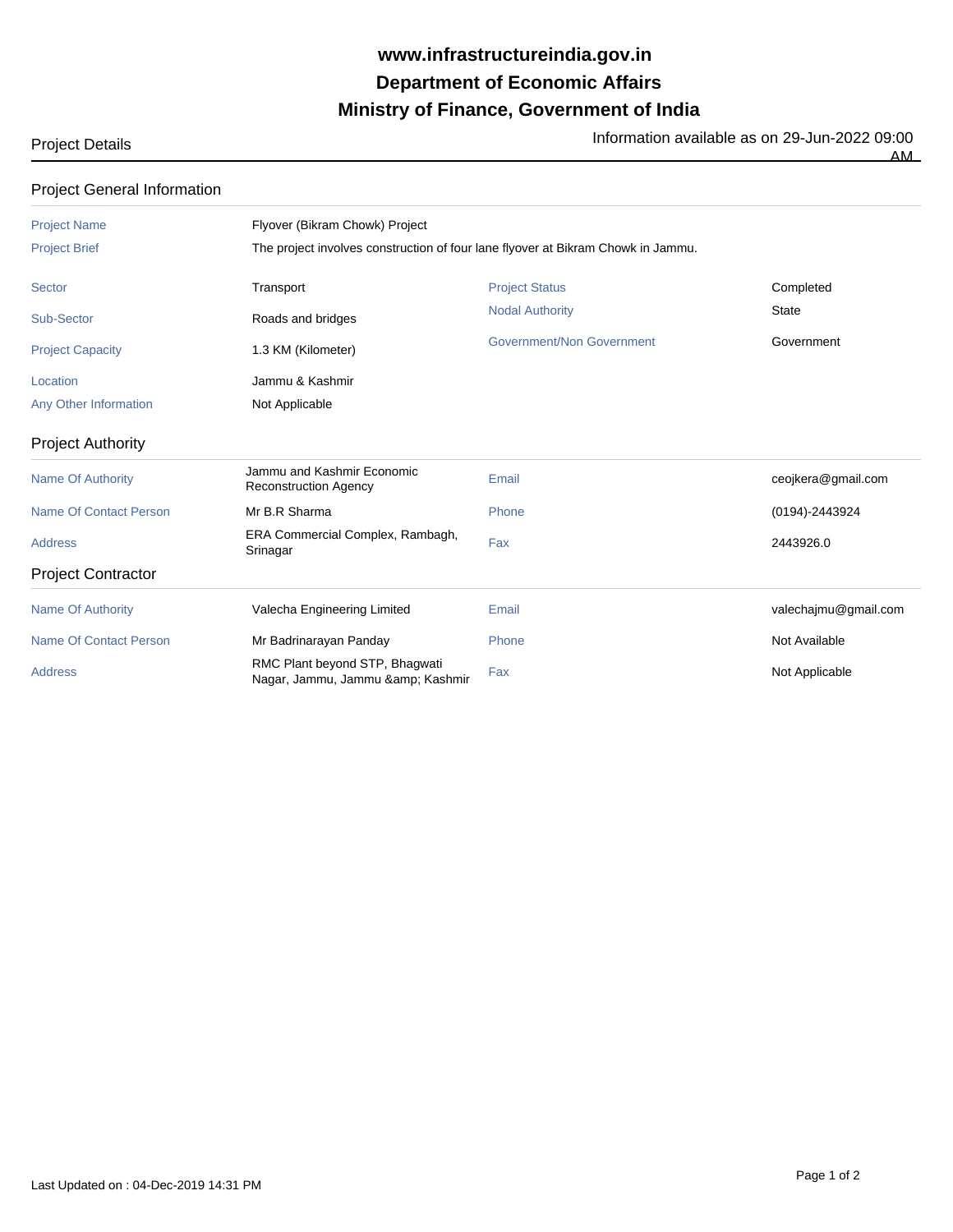# www.infrastructureindia.gov.in

# Department of Economic Affairs

# Ministry of Finance, Government of India

Project Details

Information available as on 29-Jun-2022 09:00 AM

## Project General Information

| | | | |
|---|---|---|---|
| Project Name | Flyover (Bikram Chowk) Project | | |
| Project Brief | The project involves construction of four lane flyover at Bikram Chowk in Jammu. | | |
| Sector | Transport | Project Status | Completed |
| Sub-Sector | Roads and bridges | Nodal Authority | State |
| Project Capacity | 1.3 KM (Kilometer) | Government/Non Government | Government |
| Location | Jammu & Kashmir | | |
| Any Other Information | Not Applicable | | |

## Project Authority

| | | | |
|---|---|---|---|
| Name Of Authority | Jammu and Kashmir Economic Reconstruction Agency | Email | ceojkera@gmail.com |
| Name Of Contact Person | Mr B.R Sharma | Phone | (0194)-2443924 |
| Address | ERA Commercial Complex, Rambagh, Srinagar | Fax | 2443926.0 |

## Project Contractor

| | | | |
|---|---|---|---|
| Name Of Authority | Valecha Engineering Limited | Email | valechajmu@gmail.com |
| Name Of Contact Person | Mr Badrinarayan Panday | Phone | Not Available |
| Address | RMC Plant beyond STP, Bhagwati Nagar, Jammu, Jammu &amp; Kashmir | Fax | Not Applicable |

Last Updated on : 04-Dec-2019 14:31 PM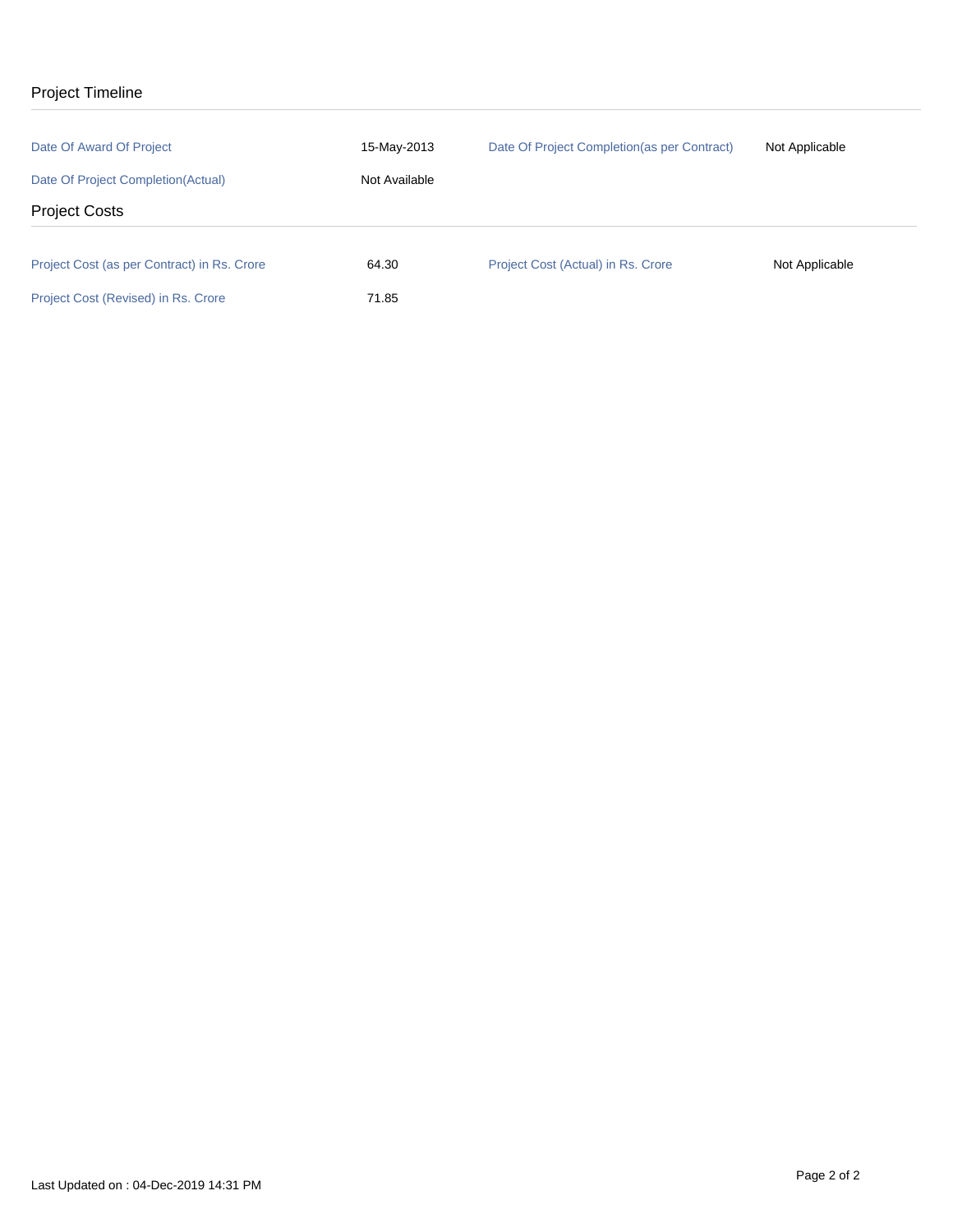## Project Timeline

| | | | |
|---|---|---|---|
| Date Of Award Of Project | 15-May-2013 | Date Of Project Completion(as per Contract) | Not Applicable |
| Date Of Project Completion(Actual) | Not Available | | |

## Project Costs

| | | | |
|---|---|---|---|
| Project Cost (as per Contract) in Rs. Crore | 64.30 | Project Cost (Actual) in Rs. Crore | Not Applicable |
| Project Cost (Revised) in Rs. Crore | 71.85 | | |

Last Updated on : 04-Dec-2019 14:31 PM